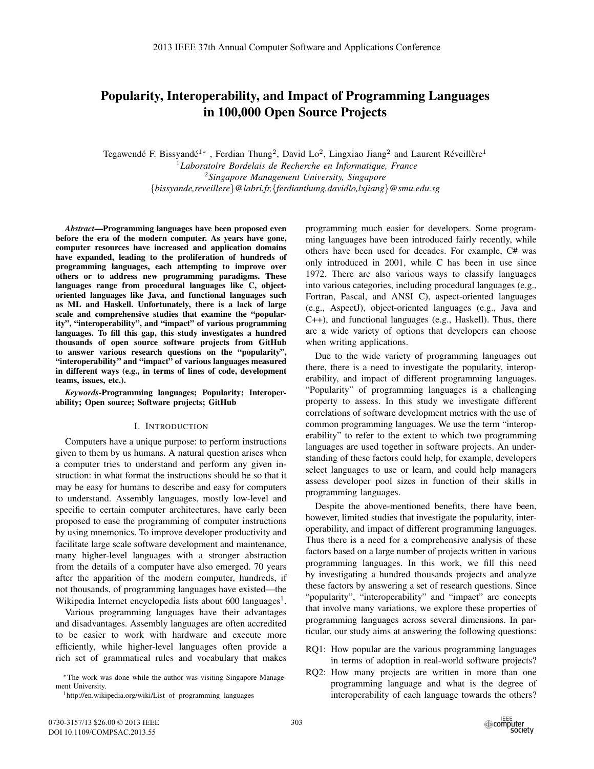# Popularity, Interoperability, and Impact of Programming Languages in 100,000 Open Source Projects

Tegawendé F. Bissyandé[1*], Ferdian Thung[2], David Lo[2], Lingxiao Jiang[2] and Laurent Réveillère[1]

[1]*Laboratoire Bordelais de Recherche en Informatique, France*

[2]*Singapore Management University, Singapore*

{*bissyande,reveillere*}*@labri.fr*,{*ferdianthung,davidlo,lxjiang*}*@smu.edu.sg*

***Abstract*—Programming languages have been proposed even before the era of the modern computer. As years have gone, computer resources have increased and application domains have expanded, leading to the proliferation of hundreds of programming languages, each attempting to improve over others or to address new programming paradigms. These languages range from procedural languages like C, object-oriented languages like Java, and functional languages such as ML and Haskell. Unfortunately, there is a lack of large scale and comprehensive studies that examine the "popularity", "interoperability", and "impact" of various programming languages. To fill this gap, this study investigates a hundred thousands of open source software projects from GitHub to answer various research questions on the "popularity", "interoperability" and "impact" of various languages measured in different ways (e.g., in terms of lines of code, development teams, issues, etc.).**

***Keywords*-Programming languages; Popularity; Interoperability; Open source; Software projects; GitHub**

## I. Introduction

Computers have a unique purpose: to perform instructions given to them by us humans. A natural question arises when a computer tries to understand and perform any given instruction: in what format the instructions should be so that it may be easy for humans to describe and easy for computers to understand. Assembly languages, mostly low-level and specific to certain computer architectures, have early been proposed to ease the programming of computer instructions by using mnemonics. To improve developer productivity and facilitate large scale software development and maintenance, many higher-level languages with a stronger abstraction from the details of a computer have also emerged. 70 years after the apparition of the modern computer, hundreds, if not thousands, of programming languages have existed—the Wikipedia Internet encyclopedia lists about 600 languages[1].

Various programming languages have their advantages and disadvantages. Assembly languages are often accredited to be easier to work with hardware and execute more efficiently, while higher-level languages often provide a rich set of grammatical rules and vocabulary that makes programming much easier for developers. Some programming languages have been introduced fairly recently, while others have been used for decades. For example, C# was only introduced in 2001, while C has been in use since 1972. There are also various ways to classify languages into various categories, including procedural languages (e.g., Fortran, Pascal, and ANSI C), aspect-oriented languages (e.g., AspectJ), object-oriented languages (e.g., Java and C++), and functional languages (e.g., Haskell). Thus, there are a wide variety of options that developers can choose when writing applications.

Due to the wide variety of programming languages out there, there is a need to investigate the popularity, interoperability, and impact of different programming languages. "Popularity" of programming languages is a challenging property to assess. In this study we investigate different correlations of software development metrics with the use of common programming languages. We use the term "interoperability" to refer to the extent to which two programming languages are used together in software projects. An understanding of these factors could help, for example, developers select languages to use or learn, and could help managers assess developer pool sizes in function of their skills in programming languages.

Despite the above-mentioned benefits, there have been, however, limited studies that investigate the popularity, interoperability, and impact of different programming languages. Thus there is a need for a comprehensive analysis of these factors based on a large number of projects written in various programming languages. In this work, we fill this need by investigating a hundred thousands projects and analyze these factors by answering a set of research questions. Since "popularity", "interoperability" and "impact" are concepts that involve many variations, we explore these properties of programming languages across several dimensions. In particular, our study aims at answering the following questions:

RQ1: How popular are the various programming languages in terms of adoption in real-world software projects?

RQ2: How many projects are written in more than one programming language and what is the degree of interoperability of each language towards the others?

[*] The work was done while the author was visiting Singapore Management University.

[1] http://en.wikipedia.org/wiki/List_of_programming_languages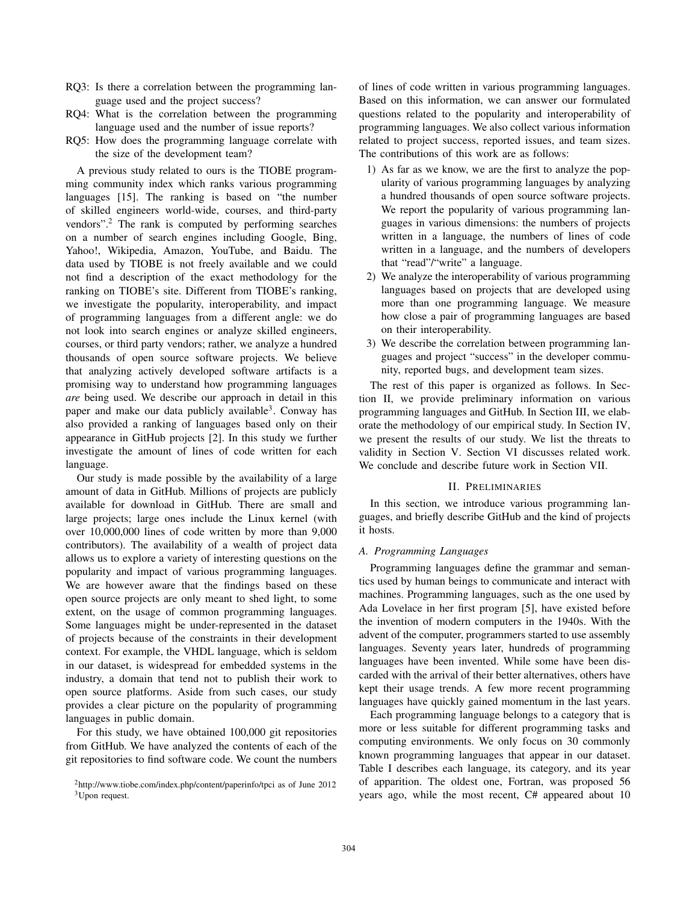RQ3: Is there a correlation between the programming language used and the project success?

RQ4: What is the correlation between the programming language used and the number of issue reports?

RQ5: How does the programming language correlate with the size of the development team?

A previous study related to ours is the TIOBE programming community index which ranks various programming languages [15]. The ranking is based on "the number of skilled engineers world-wide, courses, and third-party vendors".[2] The rank is computed by performing searches on a number of search engines including Google, Bing, Yahoo!, Wikipedia, Amazon, YouTube, and Baidu. The data used by TIOBE is not freely available and we could not find a description of the exact methodology for the ranking on TIOBE's site. Different from TIOBE's ranking, we investigate the popularity, interoperability, and impact of programming languages from a different angle: we do not look into search engines or analyze skilled engineers, courses, or third party vendors; rather, we analyze a hundred thousands of open source software projects. We believe that analyzing actively developed software artifacts is a promising way to understand how programming languages *are* being used. We describe our approach in detail in this paper and make our data publicly available[3]. Conway has also provided a ranking of languages based only on their appearance in GitHub projects [2]. In this study we further investigate the amount of lines of code written for each language.

Our study is made possible by the availability of a large amount of data in GitHub. Millions of projects are publicly available for download in GitHub. There are small and large projects; large ones include the Linux kernel (with over 10,000,000 lines of code written by more than 9,000 contributors). The availability of a wealth of project data allows us to explore a variety of interesting questions on the popularity and impact of various programming languages. We are however aware that the findings based on these open source projects are only meant to shed light, to some extent, on the usage of common programming languages. Some languages might be under-represented in the dataset of projects because of the constraints in their development context. For example, the VHDL language, which is seldom in our dataset, is widespread for embedded systems in the industry, a domain that tend not to publish their work to open source platforms. Aside from such cases, our study provides a clear picture on the popularity of programming languages in public domain.

For this study, we have obtained 100,000 git repositories from GitHub. We have analyzed the contents of each of the git repositories to find software code. We count the numbers of lines of code written in various programming languages. Based on this information, we can answer our formulated questions related to the popularity and interoperability of programming languages. We also collect various information related to project success, reported issues, and team sizes. The contributions of this work are as follows:

1) As far as we know, we are the first to analyze the popularity of various programming languages by analyzing a hundred thousands of open source software projects. We report the popularity of various programming languages in various dimensions: the numbers of projects written in a language, the numbers of lines of code written in a language, and the numbers of developers that "read"/"write" a language.
2) We analyze the interoperability of various programming languages based on projects that are developed using more than one programming language. We measure how close a pair of programming languages are based on their interoperability.
3) We describe the correlation between programming languages and project "success" in the developer community, reported bugs, and development team sizes.

The rest of this paper is organized as follows. In Section II, we provide preliminary information on various programming languages and GitHub. In Section III, we elaborate the methodology of our empirical study. In Section IV, we present the results of our study. We list the threats to validity in Section V. Section VI discusses related work. We conclude and describe future work in Section VII.

## II. Preliminaries

In this section, we introduce various programming languages, and briefly describe GitHub and the kind of projects it hosts.

### A. Programming Languages

Programming languages define the grammar and semantics used by human beings to communicate and interact with machines. Programming languages, such as the one used by Ada Lovelace in her first program [5], have existed before the invention of modern computers in the 1940s. With the advent of the computer, programmers started to use assembly languages. Seventy years later, hundreds of programming languages have been invented. While some have been discarded with the arrival of their better alternatives, others have kept their usage trends. A few more recent programming languages have quickly gained momentum in the last years.

Each programming language belongs to a category that is more or less suitable for different programming tasks and computing environments. We only focus on 30 commonly known programming languages that appear in our dataset. Table I describes each language, its category, and its year of apparition. The oldest one, Fortran, was proposed 56 years ago, while the most recent, C# appeared about 10

[2] http://www.tiobe.com/index.php/content/paperinfo/tpci as of June 2012

[3] Upon request.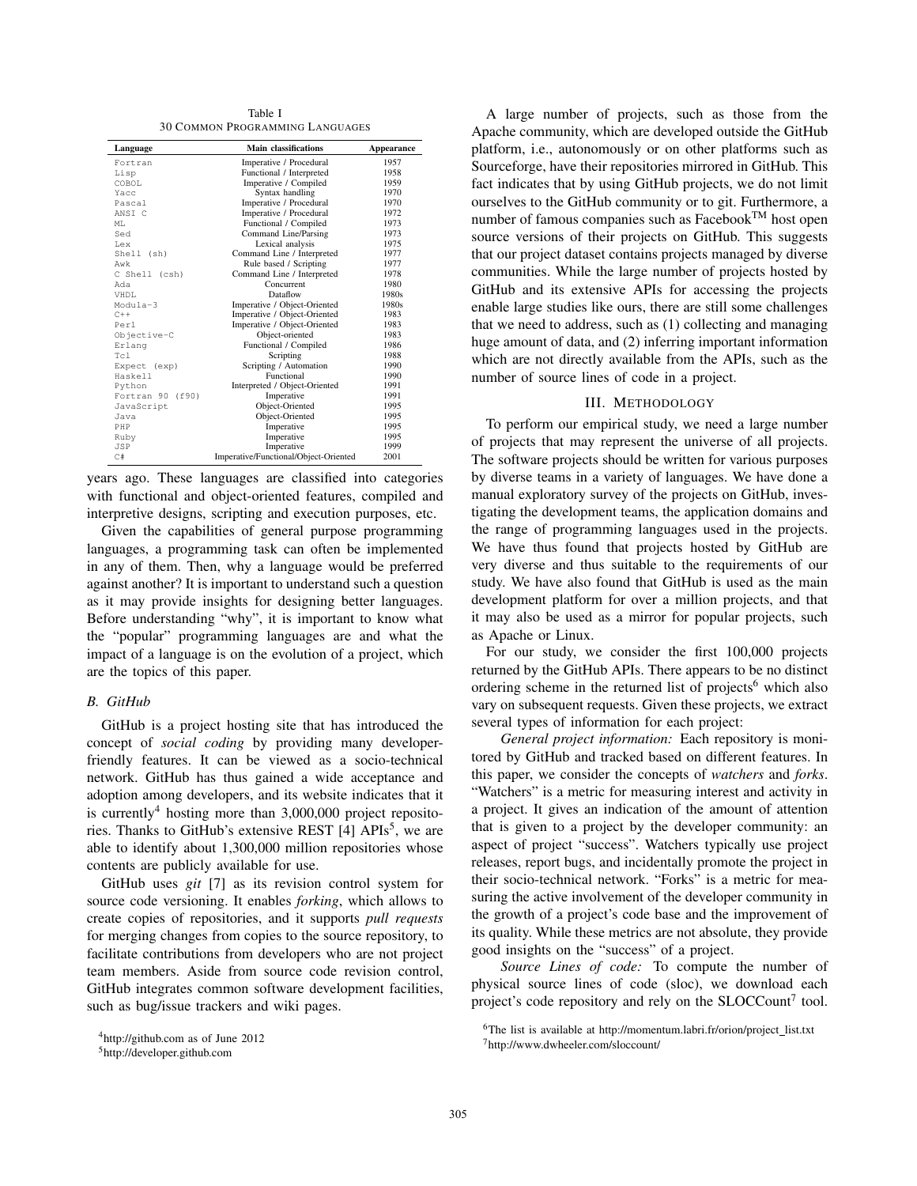Table I
30 Common Programming Languages

| Language | Main classifications | Appearance |
|---|---|---|
| Fortran | Imperative / Procedural | 1957 |
| Lisp | Functional / Interpreted | 1958 |
| COBOL | Imperative / Compiled | 1959 |
| Yacc | Syntax handling | 1970 |
| Pascal | Imperative / Procedural | 1970 |
| ANSI C | Imperative / Procedural | 1972 |
| ML | Functional / Compiled | 1973 |
| Sed | Command Line/Parsing | 1973 |
| Lex | Lexical analysis | 1975 |
| Shell (sh) | Command Line / Interpreted | 1977 |
| Awk | Rule based / Scripting | 1977 |
| C Shell (csh) | Command Line / Interpreted | 1978 |
| Ada | Concurrent | 1980 |
| VHDL | Dataflow | 1980s |
| Modula-3 | Imperative / Object-Oriented | 1980s |
| C++ | Imperative / Object-Oriented | 1983 |
| Perl | Imperative / Object-Oriented | 1983 |
| Objective-C | Object-oriented | 1983 |
| Erlang | Functional / Compiled | 1986 |
| Tcl | Scripting | 1988 |
| Expect (exp) | Scripting / Automation | 1990 |
| Haskell | Functional | 1990 |
| Python | Interpreted / Object-Oriented | 1991 |
| Fortran 90 (f90) | Imperative | 1991 |
| JavaScript | Object-Oriented | 1995 |
| Java | Object-Oriented | 1995 |
| PHP | Imperative | 1995 |
| Ruby | Imperative | 1995 |
| JSP | Imperative | 1999 |
| C# | Imperative/Functional/Object-Oriented | 2001 |

years ago. These languages are classified into categories with functional and object-oriented features, compiled and interpretive designs, scripting and execution purposes, etc.

Given the capabilities of general purpose programming languages, a programming task can often be implemented in any of them. Then, why a language would be preferred against another? It is important to understand such a question as it may provide insights for designing better languages. Before understanding "why", it is important to know what the "popular" programming languages are and what the impact of a language is on the evolution of a project, which are the topics of this paper.

### B. GitHub

GitHub is a project hosting site that has introduced the concept of *social coding* by providing many developer-friendly features. It can be viewed as a socio-technical network. GitHub has thus gained a wide acceptance and adoption among developers, and its website indicates that it is currently[4] hosting more than 3,000,000 project repositories. Thanks to GitHub's extensive REST [4] APIs[5], we are able to identify about 1,300,000 million repositories whose contents are publicly available for use.

GitHub uses *git* [7] as its revision control system for source code versioning. It enables *forking*, which allows to create copies of repositories, and it supports *pull requests* for merging changes from copies to the source repository, to facilitate contributions from developers who are not project team members. Aside from source code revision control, GitHub integrates common software development facilities, such as bug/issue trackers and wiki pages.

A large number of projects, such as those from the Apache community, which are developed outside the GitHub platform, i.e., autonomously or on other platforms such as Sourceforge, have their repositories mirrored in GitHub. This fact indicates that by using GitHub projects, we do not limit ourselves to the GitHub community or to git. Furthermore, a number of famous companies such as Facebook™ host open source versions of their projects on GitHub. This suggests that our project dataset contains projects managed by diverse communities. While the large number of projects hosted by GitHub and its extensive APIs for accessing the projects enable large studies like ours, there are still some challenges that we need to address, such as (1) collecting and managing huge amount of data, and (2) inferring important information which are not directly available from the APIs, such as the number of source lines of code in a project.

## III. Methodology

To perform our empirical study, we need a large number of projects that may represent the universe of all projects. The software projects should be written for various purposes by diverse teams in a variety of languages. We have done a manual exploratory survey of the projects on GitHub, investigating the development teams, the application domains and the range of programming languages used in the projects. We have thus found that projects hosted by GitHub are very diverse and thus suitable to the requirements of our study. We have also found that GitHub is used as the main development platform for over a million projects, and that it may also be used as a mirror for popular projects, such as Apache or Linux.

For our study, we consider the first 100,000 projects returned by the GitHub APIs. There appears to be no distinct ordering scheme in the returned list of projects[6] which also vary on subsequent requests. Given these projects, we extract several types of information for each project:

*General project information:* Each repository is monitored by GitHub and tracked based on different features. In this paper, we consider the concepts of *watchers* and *forks*. "Watchers" is a metric for measuring interest and activity in a project. It gives an indication of the amount of attention that is given to a project by the developer community: an aspect of project "success". Watchers typically use project releases, report bugs, and incidentally promote the project in their socio-technical network. "Forks" is a metric for measuring the active involvement of the developer community in the growth of a project's code base and the improvement of its quality. While these metrics are not absolute, they provide good insights on the "success" of a project.

*Source Lines of code:* To compute the number of physical source lines of code (sloc), we download each project's code repository and rely on the SLOCCount[7] tool.

[4] http://github.com as of June 2012

[5] http://developer.github.com

[6] The list is available at http://momentum.labri.fr/orion/project_list.txt

[7] http://www.dwheeler.com/sloccount/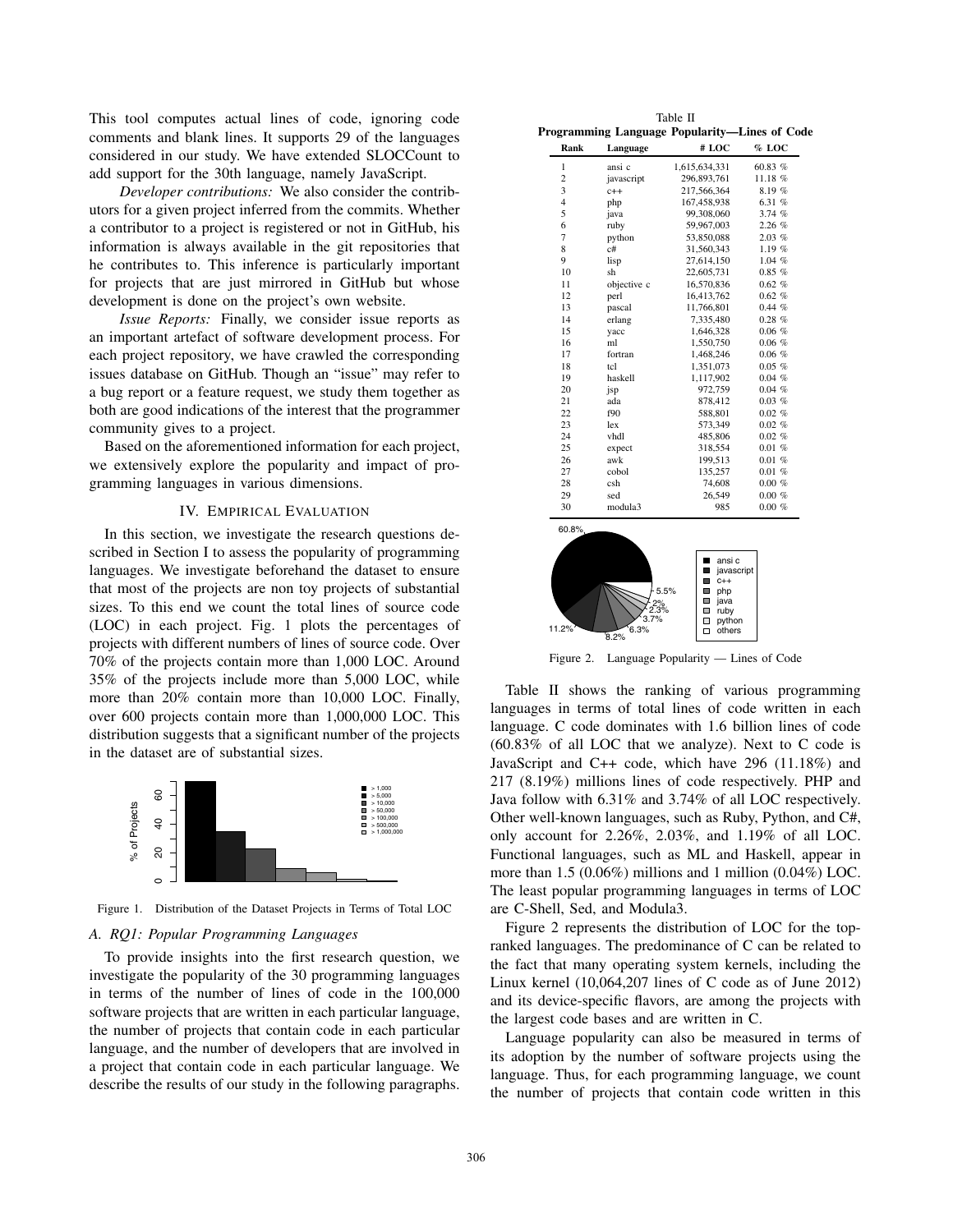This tool computes actual lines of code, ignoring code comments and blank lines. It supports 29 of the languages considered in our study. We have extended SLOCCount to add support for the 30th language, namely JavaScript.

*Developer contributions:* We also consider the contributors for a given project inferred from the commits. Whether a contributor to a project is registered or not in GitHub, his information is always available in the git repositories that he contributes to. This inference is particularly important for projects that are just mirrored in GitHub but whose development is done on the project's own website.

*Issue Reports:* Finally, we consider issue reports as an important artefact of software development process. For each project repository, we have crawled the corresponding issues database on GitHub. Though an "issue" may refer to a bug report or a feature request, we study them together as both are good indications of the interest that the programmer community gives to a project.

Based on the aforementioned information for each project, we extensively explore the popularity and impact of programming languages in various dimensions.

## IV. Empirical Evaluation

In this section, we investigate the research questions described in Section I to assess the popularity of programming languages. We investigate beforehand the dataset to ensure that most of the projects are non toy projects of substantial sizes. To this end we count the total lines of source code (LOC) in each project. Fig. 1 plots the percentages of projects with different numbers of lines of source code. Over 70% of the projects contain more than 1,000 LOC. Around 35% of the projects include more than 5,000 LOC, while more than 20% contain more than 10,000 LOC. Finally, over 600 projects contain more than 1,000,000 LOC. This distribution suggests that a significant number of the projects in the dataset are of substantial sizes.

Figure 1. Distribution of the Dataset Projects in Terms of Total LOC

### A. RQ1: Popular Programming Languages

To provide insights into the first research question, we investigate the popularity of the 30 programming languages in terms of the number of lines of code in the 100,000 software projects that are written in each particular language, the number of projects that contain code in each particular language, and the number of developers that are involved in a project that contain code in each particular language. We describe the results of our study in the following paragraphs.

Table II
**Programming Language Popularity—Lines of Code**

| Rank | Language | # LOC | % LOC |
|---|---|---|---|
| 1 | ansi c | 1,615,634,331 | 60.83 % |
| 2 | javascript | 296,893,761 | 11.18 % |
| 3 | c++ | 217,566,364 | 8.19 % |
| 4 | php | 167,458,938 | 6.31 % |
| 5 | java | 99,308,060 | 3.74 % |
| 6 | ruby | 59,967,003 | 2.26 % |
| 7 | python | 53,850,088 | 2.03 % |
| 8 | c# | 31,560,343 | 1.19 % |
| 9 | lisp | 27,614,150 | 1.04 % |
| 10 | sh | 22,605,731 | 0.85 % |
| 11 | objective c | 16,570,836 | 0.62 % |
| 12 | perl | 16,413,762 | 0.62 % |
| 13 | pascal | 11,766,801 | 0.44 % |
| 14 | erlang | 7,335,480 | 0.28 % |
| 15 | yacc | 1,646,328 | 0.06 % |
| 16 | ml | 1,550,750 | 0.06 % |
| 17 | fortran | 1,468,246 | 0.06 % |
| 18 | tcl | 1,351,073 | 0.05 % |
| 19 | haskell | 1,117,902 | 0.04 % |
| 20 | jsp | 972,759 | 0.04 % |
| 21 | ada | 878,412 | 0.03 % |
| 22 | f90 | 588,801 | 0.02 % |
| 23 | lex | 573,349 | 0.02 % |
| 24 | vhdl | 485,806 | 0.02 % |
| 25 | expect | 318,554 | 0.01 % |
| 26 | awk | 199,513 | 0.01 % |
| 27 | cobol | 135,257 | 0.01 % |
| 28 | csh | 74,608 | 0.00 % |
| 29 | sed | 26,549 | 0.00 % |
| 30 | modula3 | 985 | 0.00 % |

Figure 2. Language Popularity — Lines of Code

Table II shows the ranking of various programming languages in terms of total lines of code written in each language. C code dominates with 1.6 billion lines of code (60.83% of all LOC that we analyze). Next to C code is JavaScript and C++ code, which have 296 (11.18%) and 217 (8.19%) millions lines of code respectively. PHP and Java follow with 6.31% and 3.74% of all LOC respectively. Other well-known languages, such as Ruby, Python, and C#, only account for 2.26%, 2.03%, and 1.19% of all LOC. Functional languages, such as ML and Haskell, appear in more than 1.5 (0.06%) millions and 1 million (0.04%) LOC. The least popular programming languages in terms of LOC are C-Shell, Sed, and Modula3.

Figure 2 represents the distribution of LOC for the top-ranked languages. The predominance of C can be related to the fact that many operating system kernels, including the Linux kernel (10,064,207 lines of C code as of June 2012) and its device-specific flavors, are among the projects with the largest code bases and are written in C.

Language popularity can also be measured in terms of its adoption by the number of software projects using the language. Thus, for each programming language, we count the number of projects that contain code written in this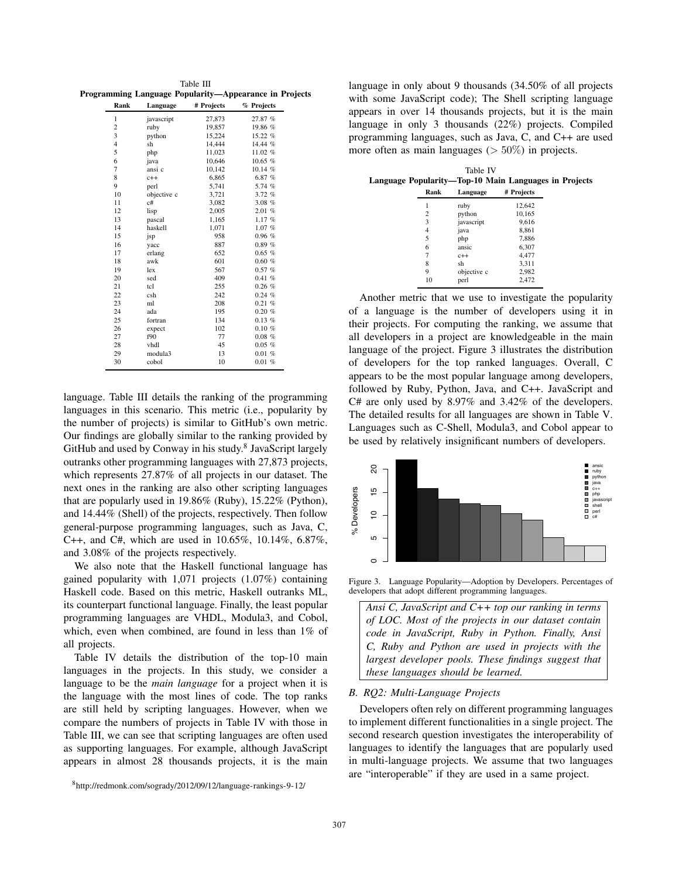Table III
**Programming Language Popularity—Appearance in Projects**

| Rank | Language | # Projects | % Projects |
|---|---|---|---|
| 1 | javascript | 27,873 | 27.87 % |
| 2 | ruby | 19,857 | 19.86 % |
| 3 | python | 15,224 | 15.22 % |
| 4 | sh | 14,444 | 14.44 % |
| 5 | php | 11,023 | 11.02 % |
| 6 | java | 10,646 | 10.65 % |
| 7 | ansi c | 10,142 | 10.14 % |
| 8 | c++ | 6,865 | 6.87 % |
| 9 | perl | 5,741 | 5.74 % |
| 10 | objective c | 3,721 | 3.72 % |
| 11 | c# | 3,082 | 3.08 % |
| 12 | lisp | 2,005 | 2.01 % |
| 13 | pascal | 1,165 | 1.17 % |
| 14 | haskell | 1,071 | 1.07 % |
| 15 | jsp | 958 | 0.96 % |
| 16 | yacc | 887 | 0.89 % |
| 17 | erlang | 652 | 0.65 % |
| 18 | awk | 601 | 0.60 % |
| 19 | lex | 567 | 0.57 % |
| 20 | sed | 409 | 0.41 % |
| 21 | tcl | 255 | 0.26 % |
| 22 | csh | 242 | 0.24 % |
| 23 | ml | 208 | 0.21 % |
| 24 | ada | 195 | 0.20 % |
| 25 | fortran | 134 | 0.13 % |
| 26 | expect | 102 | 0.10 % |
| 27 | f90 | 77 | 0.08 % |
| 28 | vhdl | 45 | 0.05 % |
| 29 | modula3 | 13 | 0.01 % |
| 30 | cobol | 10 | 0.01 % |

language. Table III details the ranking of the programming languages in this scenario. This metric (i.e., popularity by the number of projects) is similar to GitHub's own metric. Our findings are globally similar to the ranking provided by GitHub and used by Conway in his study.[8] JavaScript largely outranks other programming languages with 27,873 projects, which represents 27.87% of all projects in our dataset. The next ones in the ranking are also other scripting languages that are popularly used in 19.86% (Ruby), 15.22% (Python), and 14.44% (Shell) of the projects, respectively. Then follow general-purpose programming languages, such as Java, C, C++, and C#, which are used in 10.65%, 10.14%, 6.87%, and 3.08% of the projects respectively.

We also note that the Haskell functional language has gained popularity with 1,071 projects (1.07%) containing Haskell code. Based on this metric, Haskell outranks ML, its counterpart functional language. Finally, the least popular programming languages are VHDL, Modula3, and Cobol, which, even when combined, are found in less than 1% of all projects.

Table IV details the distribution of the top-10 main languages in the projects. In this study, we consider a language to be the *main language* for a project when it is the language with the most lines of code. The top ranks are still held by scripting languages. However, when we compare the numbers of projects in Table IV with those in Table III, we can see that scripting languages are often used as supporting languages. For example, although JavaScript appears in almost 28 thousands projects, it is the main language in only about 9 thousands (34.50% of all projects with some JavaScript code); The Shell scripting language appears in over 14 thousands projects, but it is the main language in only 3 thousands (22%) projects. Compiled programming languages, such as Java, C, and C++ are used more often as main languages ($> 50\%$) in projects.

[8] http://redmonk.com/sogrady/2012/09/12/language-rankings-9-12/

Table IV
**Language Popularity—Top-10 Main Languages in Projects**

| Rank | Language | # Projects |
|---|---|---|
| 1 | ruby | 12,642 |
| 2 | python | 10,165 |
| 3 | javascript | 9,616 |
| 4 | java | 8,861 |
| 5 | php | 7,886 |
| 6 | ansic | 6,307 |
| 7 | c++ | 4,477 |
| 8 | sh | 3,311 |
| 9 | objective c | 2,982 |
| 10 | perl | 2,472 |

Another metric that we use to investigate the popularity of a language is the number of developers using it in their projects. For computing the ranking, we assume that all developers in a project are knowledgeable in the main language of the project. Figure 3 illustrates the distribution of developers for the top ranked languages. Overall, C appears to be the most popular language among developers, followed by Ruby, Python, Java, and C++. JavaScript and C# are only used by 8.97% and 3.42% of the developers. The detailed results for all languages are shown in Table V. Languages such as C-Shell, Modula3, and Cobol appear to be used by relatively insignificant numbers of developers.

Figure 3. Language Popularity—Adoption by Developers. Percentages of developers that adopt different programming languages.

> *Ansi C, JavaScript and C++ top our ranking in terms of LOC. Most of the projects in our dataset contain code in JavaScript, Ruby in Python. Finally, Ansi C, Ruby and Python are used in projects with the largest developer pools. These findings suggest that these languages should be learned.*

### B. RQ2: Multi-Language Projects

Developers often rely on different programming languages to implement different functionalities in a single project. The second research question investigates the interoperability of languages to identify the languages that are popularly used in multi-language projects. We assume that two languages are "interoperable" if they are used in a same project.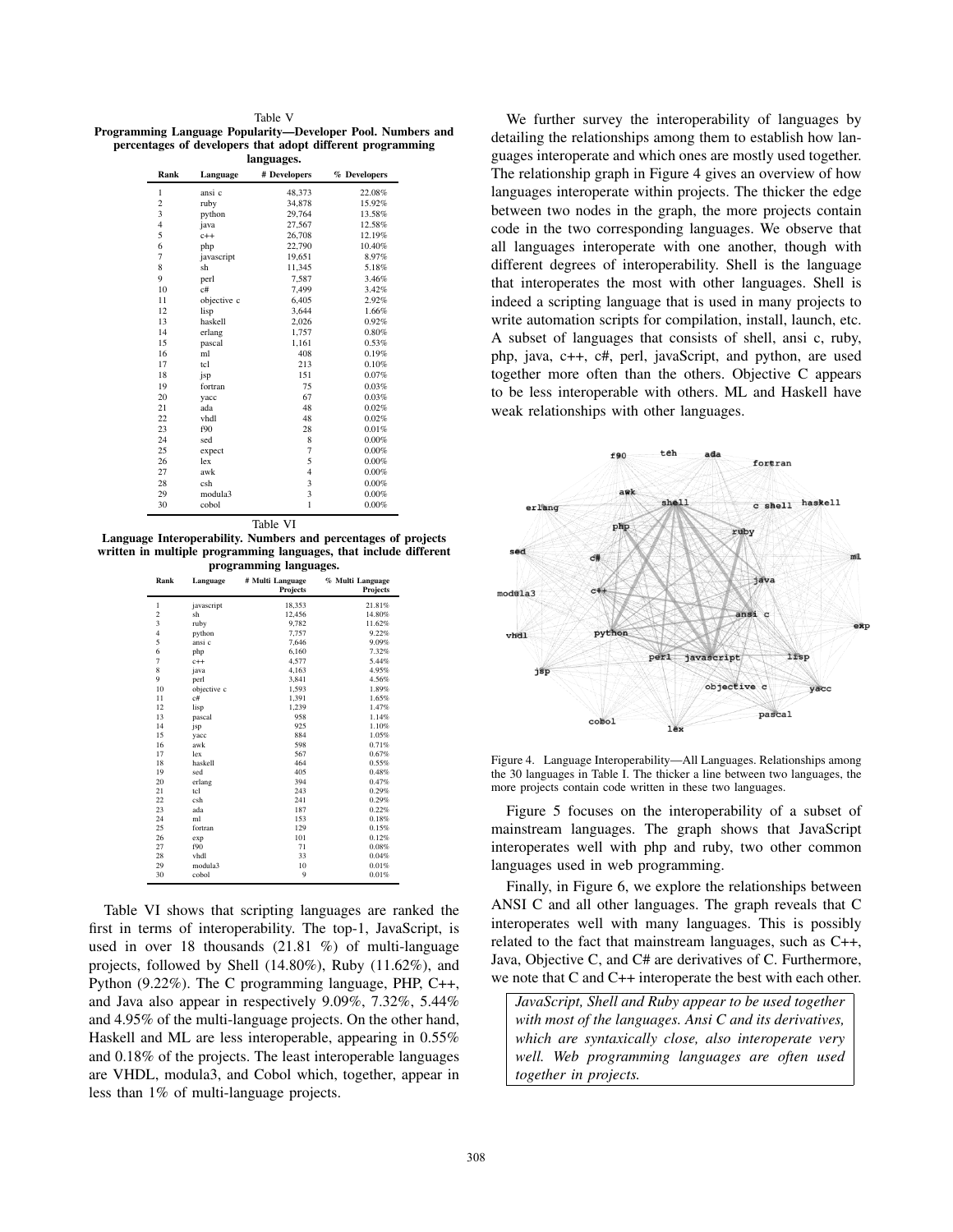Table V
**Programming Language Popularity—Developer Pool. Numbers and percentages of developers that adopt different programming languages.**

| Rank | Language | # Developers | % Developers |
|---|---|---|---|
| 1 | ansi c | 48,373 | 22.08% |
| 2 | ruby | 34,878 | 15.92% |
| 3 | python | 29,764 | 13.58% |
| 4 | java | 27,567 | 12.58% |
| 5 | c++ | 26,708 | 12.19% |
| 6 | php | 22,790 | 10.40% |
| 7 | javascript | 19,651 | 8.97% |
| 8 | sh | 11,345 | 5.18% |
| 9 | perl | 7,587 | 3.46% |
| 10 | c# | 7,499 | 3.42% |
| 11 | objective c | 6,405 | 2.92% |
| 12 | lisp | 3,644 | 1.66% |
| 13 | haskell | 2,026 | 0.92% |
| 14 | erlang | 1,757 | 0.80% |
| 15 | pascal | 1,161 | 0.53% |
| 16 | ml | 408 | 0.19% |
| 17 | tcl | 213 | 0.10% |
| 18 | jsp | 151 | 0.07% |
| 19 | fortran | 75 | 0.03% |
| 20 | yacc | 67 | 0.03% |
| 21 | ada | 48 | 0.02% |
| 22 | vhdl | 48 | 0.02% |
| 23 | f90 | 28 | 0.01% |
| 24 | sed | 8 | 0.00% |
| 25 | expect | 7 | 0.00% |
| 26 | lex | 5 | 0.00% |
| 27 | awk | 4 | 0.00% |
| 28 | csh | 3 | 0.00% |
| 29 | modula3 | 3 | 0.00% |
| 30 | cobol | 1 | 0.00% |

Table VI
**Language Interoperability. Numbers and percentages of projects written in multiple programming languages, that include different programming languages.**

| Rank | Language | # Multi Language Projects | % Multi Language Projects |
|---|---|---|---|
| 1 | javascript | 18,353 | 21.81% |
| 2 | sh | 12,456 | 14.80% |
| 3 | ruby | 9,782 | 11.62% |
| 4 | python | 7,757 | 9.22% |
| 5 | ansi c | 7,646 | 9.09% |
| 6 | php | 6,160 | 7.32% |
| 7 | c++ | 4,577 | 5.44% |
| 8 | java | 4,163 | 4.95% |
| 9 | perl | 3,841 | 4.56% |
| 10 | objective c | 1,593 | 1.89% |
| 11 | c# | 1,391 | 1.65% |
| 12 | lisp | 1,239 | 1.47% |
| 13 | pascal | 958 | 1.14% |
| 14 | jsp | 925 | 1.10% |
| 15 | yacc | 884 | 1.05% |
| 16 | awk | 598 | 0.71% |
| 17 | lex | 567 | 0.67% |
| 18 | haskell | 464 | 0.55% |
| 19 | sed | 405 | 0.48% |
| 20 | erlang | 394 | 0.47% |
| 21 | tcl | 243 | 0.29% |
| 22 | csh | 241 | 0.29% |
| 23 | ada | 187 | 0.22% |
| 24 | ml | 153 | 0.18% |
| 25 | fortran | 129 | 0.15% |
| 26 | exp | 101 | 0.12% |
| 27 | f90 | 71 | 0.08% |
| 28 | vhdl | 33 | 0.04% |
| 29 | modula3 | 10 | 0.01% |
| 30 | cobol | 9 | 0.01% |

Table VI shows that scripting languages are ranked the first in terms of interoperability. The top-1, JavaScript, is used in over 18 thousands (21.81 %) of multi-language projects, followed by Shell (14.80%), Ruby (11.62%), and Python (9.22%). The C programming language, PHP, C++, and Java also appear in respectively 9.09%, 7.32%, 5.44% and 4.95% of the multi-language projects. On the other hand, Haskell and ML are less interoperable, appearing in 0.55% and 0.18% of the projects. The least interoperable languages are VHDL, modula3, and Cobol which, together, appear in less than 1% of multi-language projects.

We further survey the interoperability of languages by detailing the relationships among them to establish how languages interoperate and which ones are mostly used together. The relationship graph in Figure 4 gives an overview of how languages interoperate within projects. The thicker the edge between two nodes in the graph, the more projects contain code in the two corresponding languages. We observe that all languages interoperate with one another, though with different degrees of interoperability. Shell is the language that interoperates the most with other languages. Shell is indeed a scripting language that is used in many projects to write automation scripts for compilation, install, launch, etc. A subset of languages that consists of shell, ansi c, ruby, php, java, c++, c#, perl, javaScript, and python, are used together more often than the others. Objective C appears to be less interoperable with others. ML and Haskell have weak relationships with other languages.

Figure 4. Language Interoperability—All Languages. Relationships among the 30 languages in Table I. The thicker a line between two languages, the more projects contain code written in these two languages.

Figure 5 focuses on the interoperability of a subset of mainstream languages. The graph shows that JavaScript interoperates well with php and ruby, two other common languages used in web programming.

Finally, in Figure 6, we explore the relationships between ANSI C and all other languages. The graph reveals that C interoperates well with many languages. This is possibly related to the fact that mainstream languages, such as C++, Java, Objective C, and C# are derivatives of C. Furthermore, we note that C and C++ interoperate the best with each other.

*JavaScript, Shell and Ruby appear to be used together with most of the languages. Ansi C and its derivatives, which are syntaxically close, also interoperate very well. Web programming languages are often used together in projects.*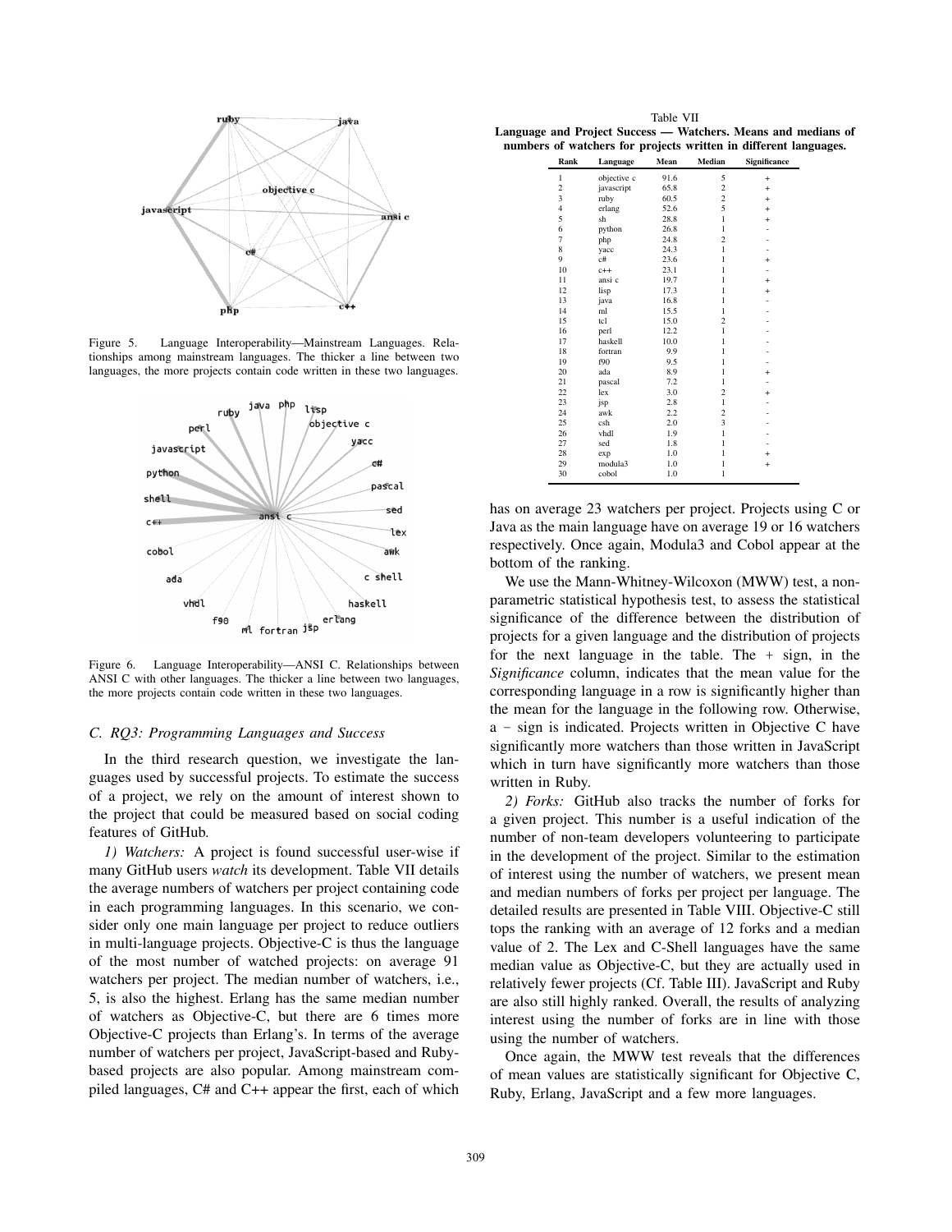Figure 5. Language Interoperability—Mainstream Languages. Relationships among mainstream languages. The thicker a line between two languages, the more projects contain code written in these two languages.

Figure 6. Language Interoperability—ANSI C. Relationships between ANSI C with other languages. The thicker a line between two languages, the more projects contain code written in these two languages.

### C. RQ3: Programming Languages and Success

In the third research question, we investigate the languages used by successful projects. To estimate the success of a project, we rely on the amount of interest shown to the project that could be measured based on social coding features of GitHub.

*1) Watchers:* A project is found successful user-wise if many GitHub users *watch* its development. Table VII details the average numbers of watchers per project containing code in each programming languages. In this scenario, we consider only one main language per project to reduce outliers in multi-language projects. Objective-C is thus the language of the most number of watched projects: on average 91 watchers per project. The median number of watchers, i.e., 5, is also the highest. Erlang has the same median number of watchers as Objective-C, but there are 6 times more Objective-C projects than Erlang's. In terms of the average number of watchers per project, JavaScript-based and Ruby-based projects are also popular. Among mainstream compiled languages, C# and C++ appear the first, each of which has on average 23 watchers per project. Projects using C or Java as the main language have on average 19 or 16 watchers respectively. Once again, Modula3 and Cobol appear at the bottom of the ranking.

Table VII
**Language and Project Success — Watchers. Means and medians of numbers of watchers for projects written in different languages.**

| Rank | Language | Mean | Median | Significance |
|---|---|---|---|---|
| 1 | objective c | 91.6 | 5 | + |
| 2 | javascript | 65.8 | 2 | + |
| 3 | ruby | 60.5 | 2 | + |
| 4 | erlang | 52.6 | 5 | + |
| 5 | sh | 28.8 | 1 | + |
| 6 | python | 26.8 | 1 | - |
| 7 | php | 24.8 | 2 | - |
| 8 | yacc | 24.3 | 1 | - |
| 9 | c# | 23.6 | 1 | + |
| 10 | c++ | 23.1 | 1 | - |
| 11 | ansi c | 19.7 | 1 | + |
| 12 | lisp | 17.3 | 1 | + |
| 13 | java | 16.8 | 1 | - |
| 14 | ml | 15.5 | 1 | - |
| 15 | tcl | 15.0 | 2 | - |
| 16 | perl | 12.2 | 1 | - |
| 17 | haskell | 10.0 | 1 | - |
| 18 | fortran | 9.9 | 1 | - |
| 19 | f90 | 9.5 | 1 | - |
| 20 | ada | 8.9 | 1 | + |
| 21 | pascal | 7.2 | 1 | - |
| 22 | lex | 3.0 | 2 | + |
| 23 | jsp | 2.8 | 1 | - |
| 24 | awk | 2.2 | 2 | - |
| 25 | csh | 2.0 | 3 | - |
| 26 | vhdl | 1.9 | 1 | - |
| 27 | sed | 1.8 | 1 | - |
| 28 | exp | 1.0 | 1 | + |
| 29 | modula3 | 1.0 | 1 | + |
| 30 | cobol | 1.0 | 1 | |

We use the Mann-Whitney-Wilcoxon (MWW) test, a non-parametric statistical hypothesis test, to assess the statistical significance of the difference between the distribution of projects for a given language and the distribution of projects for the next language in the table. The + sign, in the *Significance* column, indicates that the mean value for the corresponding language in a row is significantly higher than the mean for the language in the following row. Otherwise, a - sign is indicated. Projects written in Objective C have significantly more watchers than those written in JavaScript which in turn have significantly more watchers than those written in Ruby.

*2) Forks:* GitHub also tracks the number of forks for a given project. This number is a useful indication of the number of non-team developers volunteering to participate in the development of the project. Similar to the estimation of interest using the number of watchers, we present mean and median numbers of forks per project per language. The detailed results are presented in Table VIII. Objective-C still tops the ranking with an average of 12 forks and a median value of 2. The Lex and C-Shell languages have the same median value as Objective-C, but they are actually used in relatively fewer projects (Cf. Table III). JavaScript and Ruby are also still highly ranked. Overall, the results of analyzing interest using the number of forks are in line with those using the number of watchers.

Once again, the MWW test reveals that the differences of mean values are statistically significant for Objective C, Ruby, Erlang, JavaScript and a few more languages.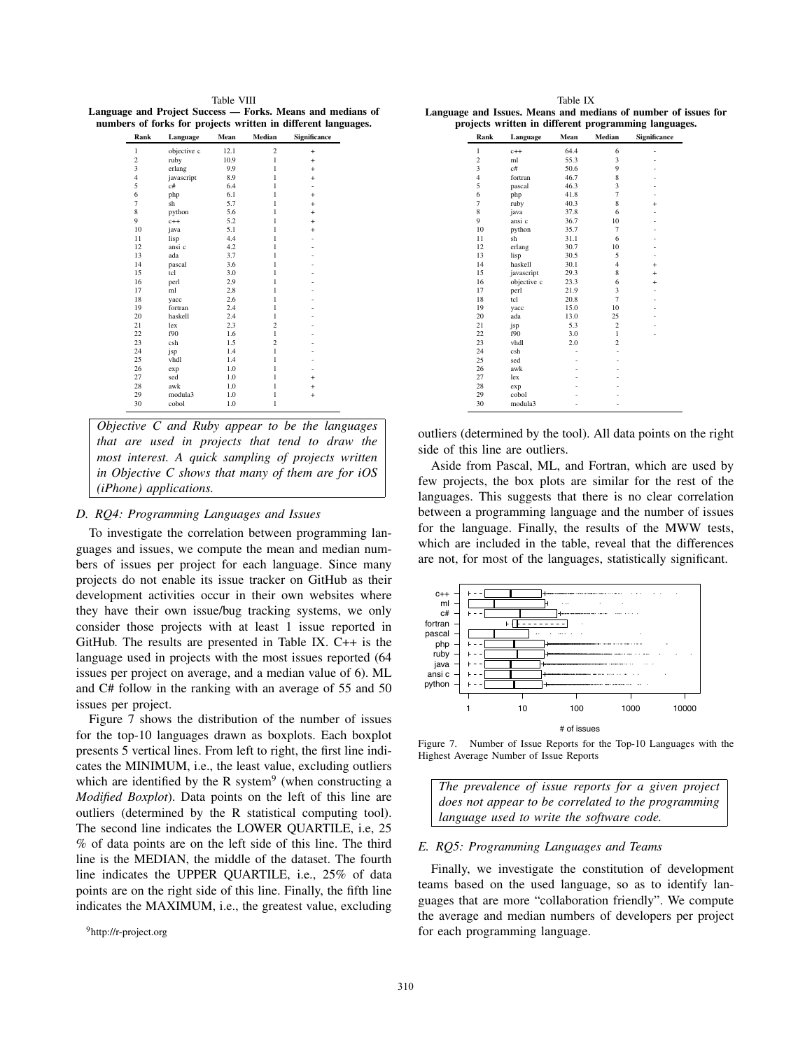Table VIII
**Language and Project Success — Forks. Means and medians of numbers of forks for projects written in different languages.**

| Rank | Language | Mean | Median | Significance |
|---|---|---|---|---|
| 1 | objective c | 12.1 | 2 | + |
| 2 | ruby | 10.9 | 1 | + |
| 3 | erlang | 9.9 | 1 | + |
| 4 | javascript | 8.9 | 1 | + |
| 5 | c# | 6.4 | 1 | - |
| 6 | php | 6.1 | 1 | + |
| 7 | sh | 5.7 | 1 | + |
| 8 | python | 5.6 | 1 | + |
| 9 | c++ | 5.2 | 1 | + |
| 10 | java | 5.1 | 1 | + |
| 11 | lisp | 4.4 | 1 | - |
| 12 | ansi c | 4.2 | 1 | - |
| 13 | ada | 3.7 | 1 | - |
| 14 | pascal | 3.6 | 1 | - |
| 15 | tcl | 3.0 | 1 | - |
| 16 | perl | 2.9 | 1 | - |
| 17 | ml | 2.8 | 1 | - |
| 18 | yacc | 2.6 | 1 | - |
| 19 | fortran | 2.4 | 1 | - |
| 20 | haskell | 2.4 | 1 | - |
| 21 | lex | 2.3 | 2 | - |
| 22 | f90 | 1.6 | 1 | - |
| 23 | csh | 1.5 | 2 | - |
| 24 | jsp | 1.4 | 1 | - |
| 25 | vhdl | 1.4 | 1 | - |
| 26 | exp | 1.0 | 1 | - |
| 27 | sed | 1.0 | 1 | + |
| 28 | awk | 1.0 | 1 | + |
| 29 | modula3 | 1.0 | 1 | + |
| 30 | cobol | 1.0 | 1 | |

*Objective C and Ruby appear to be the languages that are used in projects that tend to draw the most interest. A quick sampling of projects written in Objective C shows that many of them are for iOS (iPhone) applications.*

### D. RQ4: Programming Languages and Issues

To investigate the correlation between programming languages and issues, we compute the mean and median numbers of issues per project for each language. Since many projects do not enable its issue tracker on GitHub as their development activities occur in their own websites where they have their own issue/bug tracking systems, we only consider those projects with at least 1 issue reported in GitHub. The results are presented in Table IX. C++ is the language used in projects with the most issues reported (64 issues per project on average, and a median value of 6). ML and C# follow in the ranking with an average of 55 and 50 issues per project.

Figure 7 shows the distribution of the number of issues for the top-10 languages drawn as boxplots. Each boxplot presents 5 vertical lines. From left to right, the first line indicates the MINIMUM, i.e., the least value, excluding outliers which are identified by the R system[9] (when constructing a *Modified Boxplot*). Data points on the left of this line are outliers (determined by the R statistical computing tool). The second line indicates the LOWER QUARTILE, i.e, 25 % of data points are on the left side of this line. The third line is the MEDIAN, the middle of the dataset. The fourth line indicates the UPPER QUARTILE, i.e., 25% of data points are on the right side of this line. Finally, the fifth line indicates the MAXIMUM, i.e., the greatest value, excluding outliers (determined by the tool). All data points on the right side of this line are outliers.

[9] http://r-project.org

Table IX
**Language and Issues. Means and medians of number of issues for projects written in different programming languages.**

| Rank | Language | Mean | Median | Significance |
|---|---|---|---|---|
| 1 | c++ | 64.4 | 6 | - |
| 2 | ml | 55.3 | 3 | - |
| 3 | c# | 50.6 | 9 | - |
| 4 | fortran | 46.7 | 8 | - |
| 5 | pascal | 46.3 | 3 | - |
| 6 | php | 41.8 | 7 | - |
| 7 | ruby | 40.3 | 8 | + |
| 8 | java | 37.8 | 6 | - |
| 9 | ansi c | 36.7 | 10 | - |
| 10 | python | 35.7 | 7 | - |
| 11 | sh | 31.1 | 6 | - |
| 12 | erlang | 30.7 | 10 | - |
| 13 | lisp | 30.5 | 5 | - |
| 14 | haskell | 30.1 | 4 | + |
| 15 | javascript | 29.3 | 8 | + |
| 16 | objective c | 23.3 | 6 | + |
| 17 | perl | 21.9 | 3 | - |
| 18 | tcl | 20.8 | 7 | - |
| 19 | yacc | 15.0 | 10 | - |
| 20 | ada | 13.0 | 25 | - |
| 21 | jsp | 5.3 | 2 | - |
| 22 | f90 | 3.0 | 1 | - |
| 23 | vhdl | 2.0 | 2 | |
| 24 | csh | - | - | |
| 25 | sed | - | - | |
| 26 | awk | - | - | |
| 27 | lex | - | - | |
| 28 | exp | - | - | |
| 29 | cobol | - | - | |
| 30 | modula3 | - | - | |

Aside from Pascal, ML, and Fortran, which are used by few projects, the box plots are similar for the rest of the languages. This suggests that there is no clear correlation between a programming language and the number of issues for the language. Finally, the results of the MWW tests, which are included in the table, reveal that the differences are not, for most of the languages, statistically significant.

Figure 7. Number of Issue Reports for the Top-10 Languages with the Highest Average Number of Issue Reports

*The prevalence of issue reports for a given project does not appear to be correlated to the programming language used to write the software code.*

### E. RQ5: Programming Languages and Teams

Finally, we investigate the constitution of development teams based on the used language, so as to identify languages that are more "collaboration friendly". We compute the average and median numbers of developers per project for each programming language.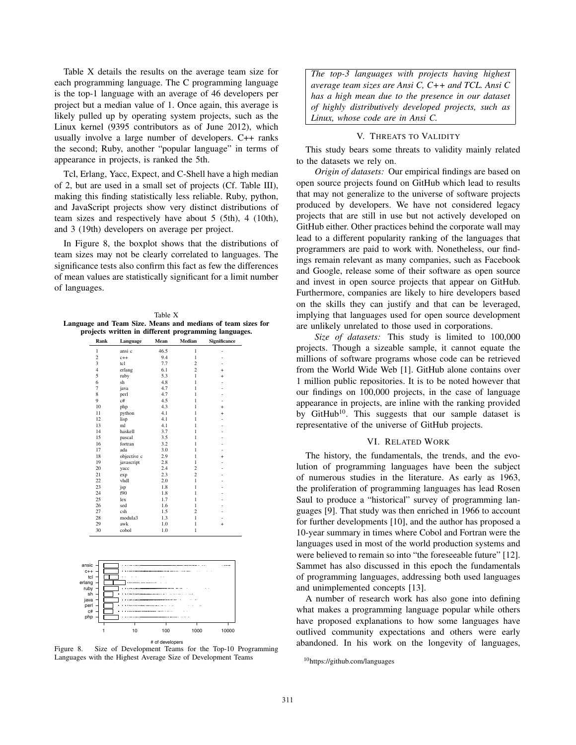Table X details the results on the average team size for each programming language. The C programming language is the top-1 language with an average of 46 developers per project but a median value of 1. Once again, this average is likely pulled up by operating system projects, such as the Linux kernel (9395 contributors as of June 2012), which usually involve a large number of developers. C++ ranks the second; Ruby, another "popular language" in terms of appearance in projects, is ranked the 5th.

Tcl, Erlang, Yacc, Expect, and C-Shell have a high median of 2, but are used in a small set of projects (Cf. Table III), making this finding statistically less reliable. Ruby, python, and JavaScript projects show very distinct distributions of team sizes and respectively have about 5 (5th), 4 (10th), and 3 (19th) developers on average per project.

In Figure 8, the boxplot shows that the distributions of team sizes may not be clearly correlated to languages. The significance tests also confirm this fact as few the differences of mean values are statistically significant for a limit number of languages.

Table X
**Language and Team Size. Means and medians of team sizes for projects written in different programming languages.**

| Rank | Language | Mean | Median | Significance |
|---|---|---|---|---|
| 1 | ansi c | 46.5 | 1 | - |
| 2 | c++ | 9.4 | 1 | - |
| 3 | tcl | 7.7 | 2 | - |
| 4 | erlang | 6.1 | 2 | + |
| 5 | ruby | 5.3 | 1 | + |
| 6 | sh | 4.8 | 1 | - |
| 7 | java | 4.7 | 1 | - |
| 8 | perl | 4.7 | 1 | - |
| 9 | c# | 4.5 | 1 | - |
| 10 | php | 4.3 | 1 | + |
| 11 | python | 4.1 | 1 | + |
| 12 | lisp | 4.1 | 1 | - |
| 13 | ml | 4.1 | 1 | - |
| 14 | haskell | 3.7 | 1 | - |
| 15 | pascal | 3.5 | 1 | - |
| 16 | fortran | 3.2 | 1 | - |
| 17 | ada | 3.0 | 1 | - |
| 18 | objective c | 2.9 | 1 | + |
| 19 | javascript | 2.8 | 1 | - |
| 20 | yacc | 2.4 | 2 | - |
| 21 | exp | 2.3 | 2 | - |
| 22 | vhdl | 2.0 | 1 | - |
| 23 | jsp | 1.8 | 1 | - |
| 24 | f90 | 1.8 | 1 | - |
| 25 | lex | 1.7 | 1 | - |
| 26 | sed | 1.6 | 1 | - |
| 27 | csh | 1.5 | 2 | - |
| 28 | modula3 | 1.3 | 1 | - |
| 29 | awk | 1.0 | 1 | + |
| 30 | cobol | 1.0 | 1 | |

Figure 8. Size of Development Teams for the Top-10 Programming Languages with the Highest Average Size of Development Teams

*The top-3 languages with projects having highest average team sizes are Ansi C, C++ and TCL. Ansi C has a high mean due to the presence in our dataset of highly distributively developed projects, such as Linux, whose code are in Ansi C.*

## V. Threats to Validity

This study bears some threats to validity mainly related to the datasets we rely on.

*Origin of datasets:* Our empirical findings are based on open source projects found on GitHub which lead to results that may not generalize to the universe of software projects produced by developers. We have not considered legacy projects that are still in use but not actively developed on GitHub either. Other practices behind the corporate wall may lead to a different popularity ranking of the languages that programmers are paid to work with. Nonetheless, our findings remain relevant as many companies, such as Facebook and Google, release some of their software as open source and invest in open source projects that appear on GitHub. Furthermore, companies are likely to hire developers based on the skills they can justify and that can be leveraged, implying that languages used for open source development are unlikely unrelated to those used in corporations.

*Size of datasets:* This study is limited to 100,000 projects. Though a sizeable sample, it cannot equate the millions of software programs whose code can be retrieved from the World Wide Web [1]. GitHub alone contains over 1 million public repositories. It is to be noted however that our findings on 100,000 projects, in the case of language appearance in projects, are inline with the ranking provided by GitHub[10]. This suggests that our sample dataset is representative of the universe of GitHub projects.

## VI. Related Work

The history, the fundamentals, the trends, and the evolution of programming languages have been the subject of numerous studies in the literature. As early as 1963, the proliferation of programming languages has lead Rosen Saul to produce a "historical" survey of programming languages [9]. That study was then enriched in 1966 to account for further developments [10], and the author has proposed a 10-year summary in times where Cobol and Fortran were the languages used in most of the world production systems and were believed to remain so into "the foreseeable future" [12]. Sammet has also discussed in this epoch the fundamentals of programming languages, addressing both used languages and unimplemented concepts [13].

A number of research work has also gone into defining what makes a programming language popular while others have proposed explanations to how some languages have outlived community expectations and others were early abandoned. In his work on the longevity of languages,

[10] https://github.com/languages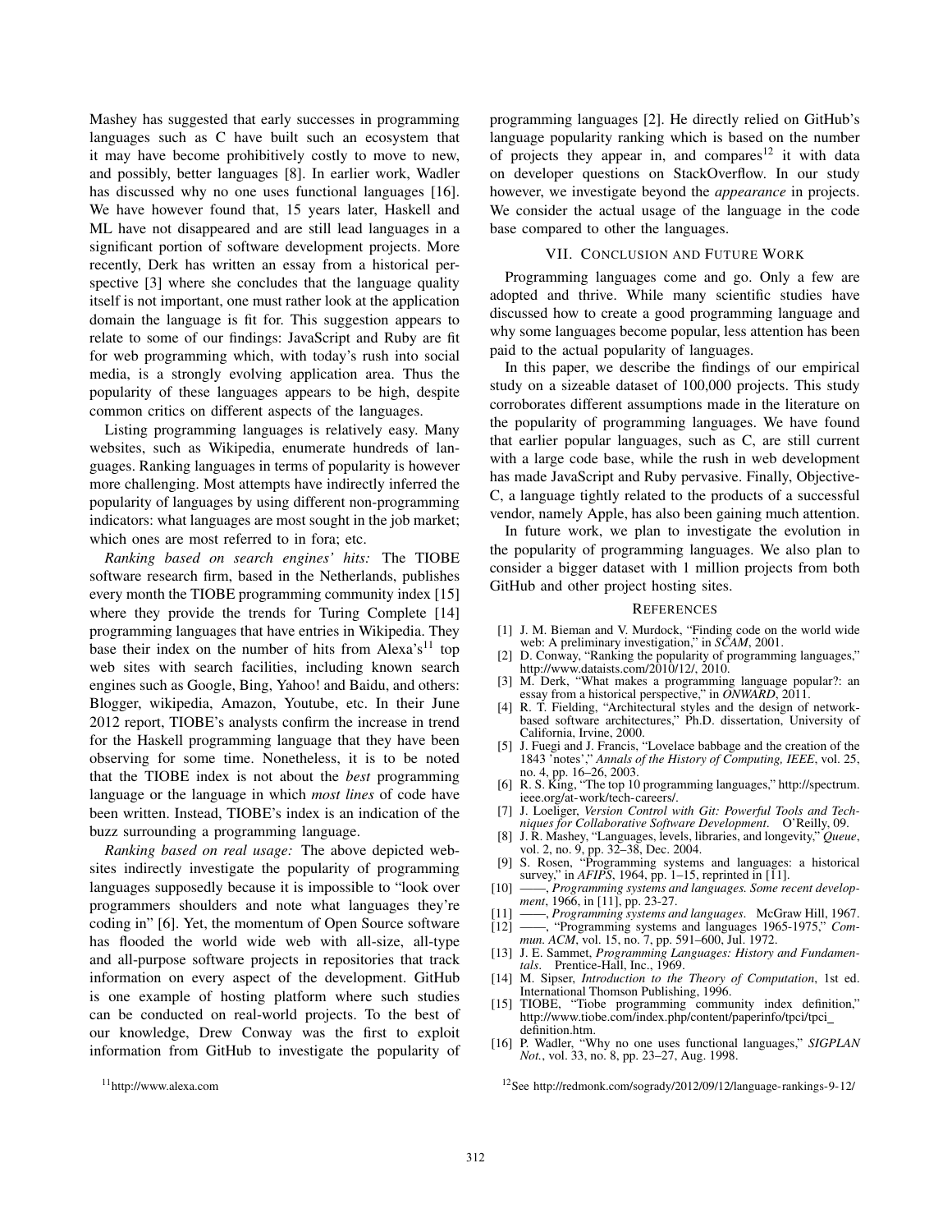Mashey has suggested that early successes in programming languages such as C have built such an ecosystem that it may have become prohibitively costly to move to new, and possibly, better languages [8]. In earlier work, Wadler has discussed why no one uses functional languages [16]. We have however found that, 15 years later, Haskell and ML have not disappeared and are still lead languages in a significant portion of software development projects. More recently, Derk has written an essay from a historical perspective [3] where she concludes that the language quality itself is not important, one must rather look at the application domain the language is fit for. This suggestion appears to relate to some of our findings: JavaScript and Ruby are fit for web programming which, with today's rush into social media, is a strongly evolving application area. Thus the popularity of these languages appears to be high, despite common critics on different aspects of the languages.

Listing programming languages is relatively easy. Many websites, such as Wikipedia, enumerate hundreds of languages. Ranking languages in terms of popularity is however more challenging. Most attempts have indirectly inferred the popularity of languages by using different non-programming indicators: what languages are most sought in the job market; which ones are most referred to in fora; etc.

*Ranking based on search engines' hits:* The TIOBE software research firm, based in the Netherlands, publishes every month the TIOBE programming community index [15] where they provide the trends for Turing Complete [14] programming languages that have entries in Wikipedia. They base their index on the number of hits from Alexa's[11] top web sites with search facilities, including known search engines such as Google, Bing, Yahoo! and Baidu, and others: Blogger, wikipedia, Amazon, Youtube, etc. In their June 2012 report, TIOBE's analysts confirm the increase in trend for the Haskell programming language that they have been observing for some time. Nonetheless, it is to be noted that the TIOBE index is not about the *best* programming language or the language in which *most lines* of code have been written. Instead, TIOBE's index is an indication of the buzz surrounding a programming language.

*Ranking based on real usage:* The above depicted websites indirectly investigate the popularity of programming languages supposedly because it is impossible to "look over programmers shoulders and note what languages they're coding in" [6]. Yet, the momentum of Open Source software has flooded the world wide web with all-size, all-type and all-purpose software projects in repositories that track information on every aspect of the development. GitHub is one example of hosting platform where such studies can be conducted on real-world projects. To the best of our knowledge, Drew Conway was the first to exploit information from GitHub to investigate the popularity of programming languages [2]. He directly relied on GitHub's language popularity ranking which is based on the number of projects they appear in, and compares[12] it with data on developer questions on StackOverflow. In our study however, we investigate beyond the *appearance* in projects. We consider the actual usage of the language in the code base compared to other the languages.

[11] http://www.alexa.com

[12] See http://redmonk.com/sogrady/2012/09/12/language-rankings-9-12/

## VII. Conclusion and Future Work

Programming languages come and go. Only a few are adopted and thrive. While many scientific studies have discussed how to create a good programming language and why some languages become popular, less attention has been paid to the actual popularity of languages.

In this paper, we describe the findings of our empirical study on a sizeable dataset of 100,000 projects. This study corroborates different assumptions made in the literature on the popularity of programming languages. We have found that earlier popular languages, such as C, are still current with a large code base, while the rush in web development has made JavaScript and Ruby pervasive. Finally, Objective-C, a language tightly related to the products of a successful vendor, namely Apple, has also been gaining much attention.

In future work, we plan to investigate the evolution in the popularity of programming languages. We also plan to consider a bigger dataset with 1 million projects from both GitHub and other project hosting sites.

## References

[1] J. M. Bieman and V. Murdock, "Finding code on the world wide web: A preliminary investigation," in *SCAM*, 2001.

[2] D. Conway, "Ranking the popularity of programming languages," http://www.dataists.com/2010/12/, 2010.

[3] M. Derk, "What makes a programming language popular?: an essay from a historical perspective," in *ONWARD*, 2011.

[4] R. T. Fielding, "Architectural styles and the design of network-based software architectures," Ph.D. dissertation, University of California, Irvine, 2000.

[5] J. Fuegi and J. Francis, "Lovelace babbage and the creation of the 1843 'notes'," *Annals of the History of Computing, IEEE*, vol. 25, no. 4, pp. 16–26, 2003.

[6] R. S. King, "The top 10 programming languages," http://spectrum.ieee.org/at-work/tech-careers/.

[7] J. Loeliger, *Version Control with Git: Powerful Tools and Techniques for Collaborative Software Development*. O'Reilly, 09.

[8] J. R. Mashey, "Languages, levels, libraries, and longevity," *Queue*, vol. 2, no. 9, pp. 32–38, Dec. 2004.

[9] S. Rosen, "Programming systems and languages: a historical survey," in *AFIPS*, 1964, pp. 1–15, reprinted in [11].

[10] ——, *Programming systems and languages. Some recent development*, 1966, in [11], pp. 23-27.

[11] ——, *Programming systems and languages*. McGraw Hill, 1967.

[12] ——, "Programming systems and languages 1965-1975," *Commun. ACM*, vol. 15, no. 7, pp. 591–600, Jul. 1972.

[13] J. E. Sammet, *Programming Languages: History and Fundamentals*. Prentice-Hall, Inc., 1969.

[14] M. Sipser, *Introduction to the Theory of Computation*, 1st ed. International Thomson Publishing, 1996.

[15] TIOBE, "Tiobe programming community index definition," http://www.tiobe.com/index.php/content/paperinfo/tpci/tpci_definition.htm.

[16] P. Wadler, "Why no one uses functional languages," *SIGPLAN Not.*, vol. 33, no. 8, pp. 23–27, Aug. 1998.